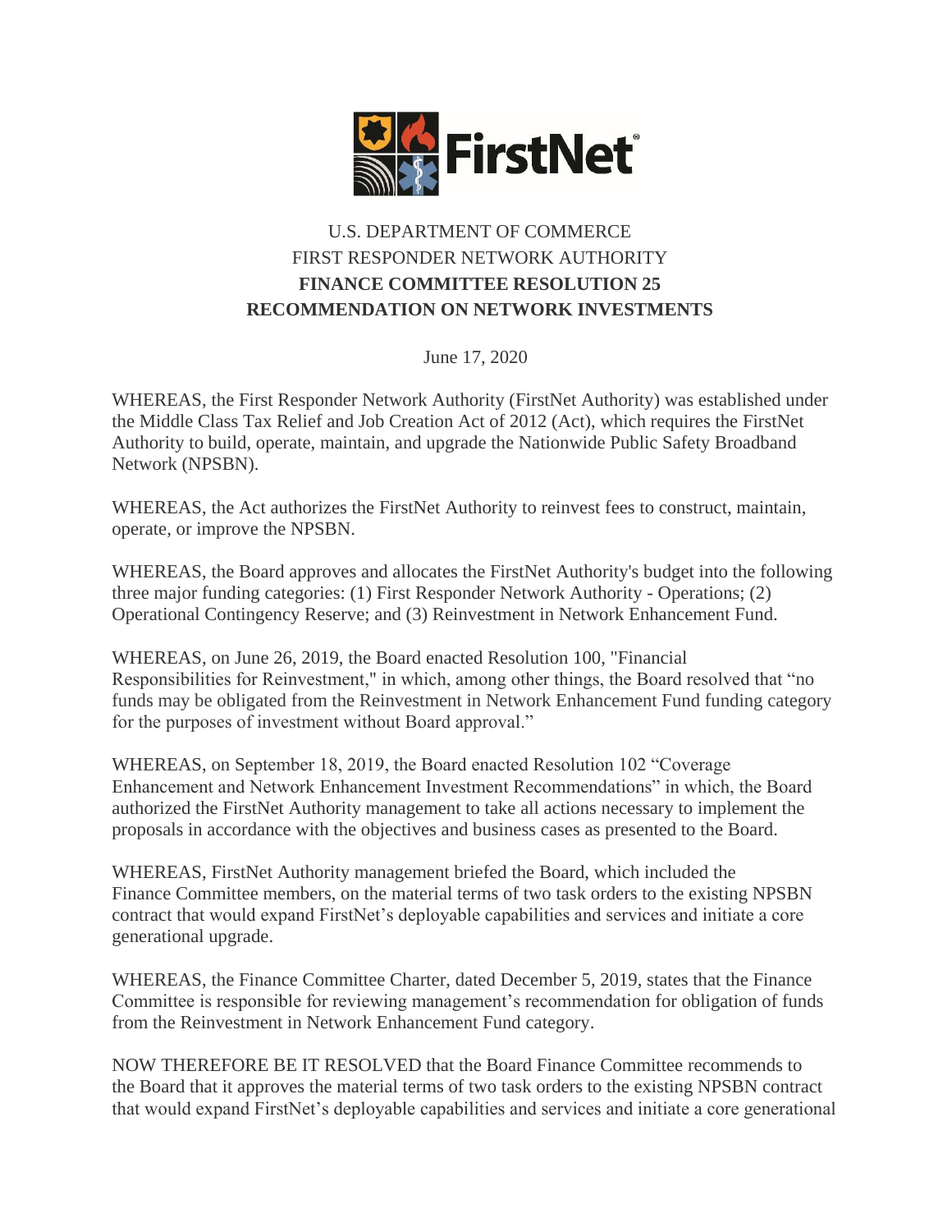FirstNet

U.S. DEPARTMENT OF COMMERCE
FIRST RESPONDER NETWORK AUTHORITY
**FINANCE COMMITTEE RESOLUTION 25**
**RECOMMENDATION ON NETWORK INVESTMENTS**

June 17, 2020

WHEREAS, the First Responder Network Authority (FirstNet Authority) was established under the Middle Class Tax Relief and Job Creation Act of 2012 (Act), which requires the FirstNet Authority to build, operate, maintain, and upgrade the Nationwide Public Safety Broadband Network (NPSBN).

WHEREAS, the Act authorizes the FirstNet Authority to reinvest fees to construct, maintain, operate, or improve the NPSBN.

WHEREAS, the Board approves and allocates the FirstNet Authority's budget into the following three major funding categories: (1) First Responder Network Authority - Operations; (2) Operational Contingency Reserve; and (3) Reinvestment in Network Enhancement Fund.

WHEREAS, on June 26, 2019, the Board enacted Resolution 100, "Financial Responsibilities for Reinvestment," in which, among other things, the Board resolved that "no funds may be obligated from the Reinvestment in Network Enhancement Fund funding category for the purposes of investment without Board approval."

WHEREAS, on September 18, 2019, the Board enacted Resolution 102 "Coverage Enhancement and Network Enhancement Investment Recommendations" in which, the Board authorized the FirstNet Authority management to take all actions necessary to implement the proposals in accordance with the objectives and business cases as presented to the Board.

WHEREAS, FirstNet Authority management briefed the Board, which included the Finance Committee members, on the material terms of two task orders to the existing NPSBN contract that would expand FirstNet's deployable capabilities and services and initiate a core generational upgrade.

WHEREAS, the Finance Committee Charter, dated December 5, 2019, states that the Finance Committee is responsible for reviewing management's recommendation for obligation of funds from the Reinvestment in Network Enhancement Fund category.

NOW THEREFORE BE IT RESOLVED that the Board Finance Committee recommends to the Board that it approves the material terms of two task orders to the existing NPSBN contract that would expand FirstNet's deployable capabilities and services and initiate a core generational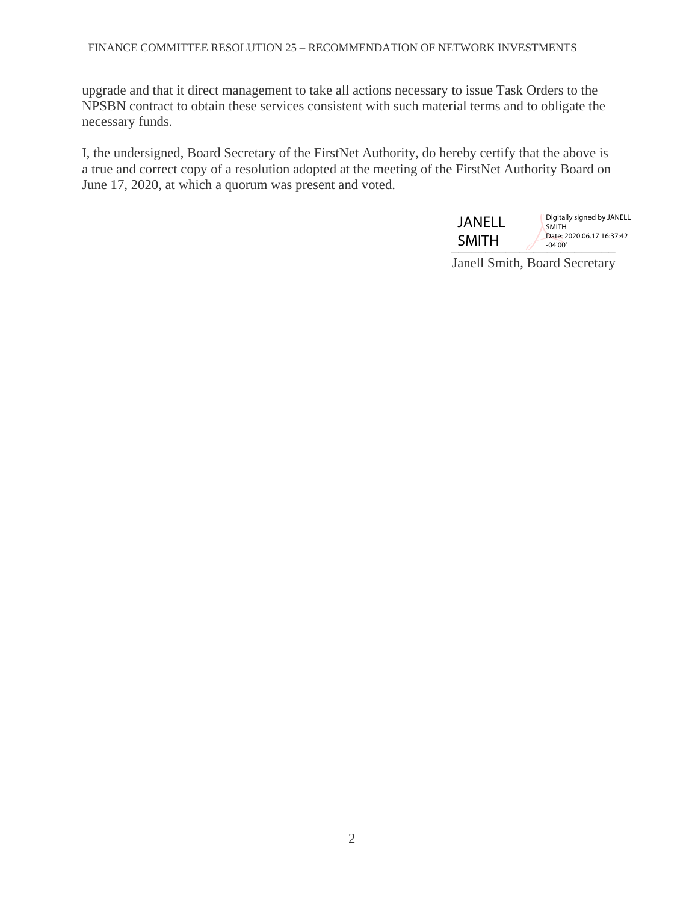upgrade and that it direct management to take all actions necessary to issue Task Orders to the NPSBN contract to obtain these services consistent with such material terms and to obligate the necessary funds.

I, the undersigned, Board Secretary of the FirstNet Authority, do hereby certify that the above is a true and correct copy of a resolution adopted at the meeting of the FirstNet Authority Board on June 17, 2020, at which a quorum was present and voted.

JANELL SMITH — Digitally signed by JANELL SMITH Date: 2020.06.17 16:37:42 -04'00'

Janell Smith, Board Secretary